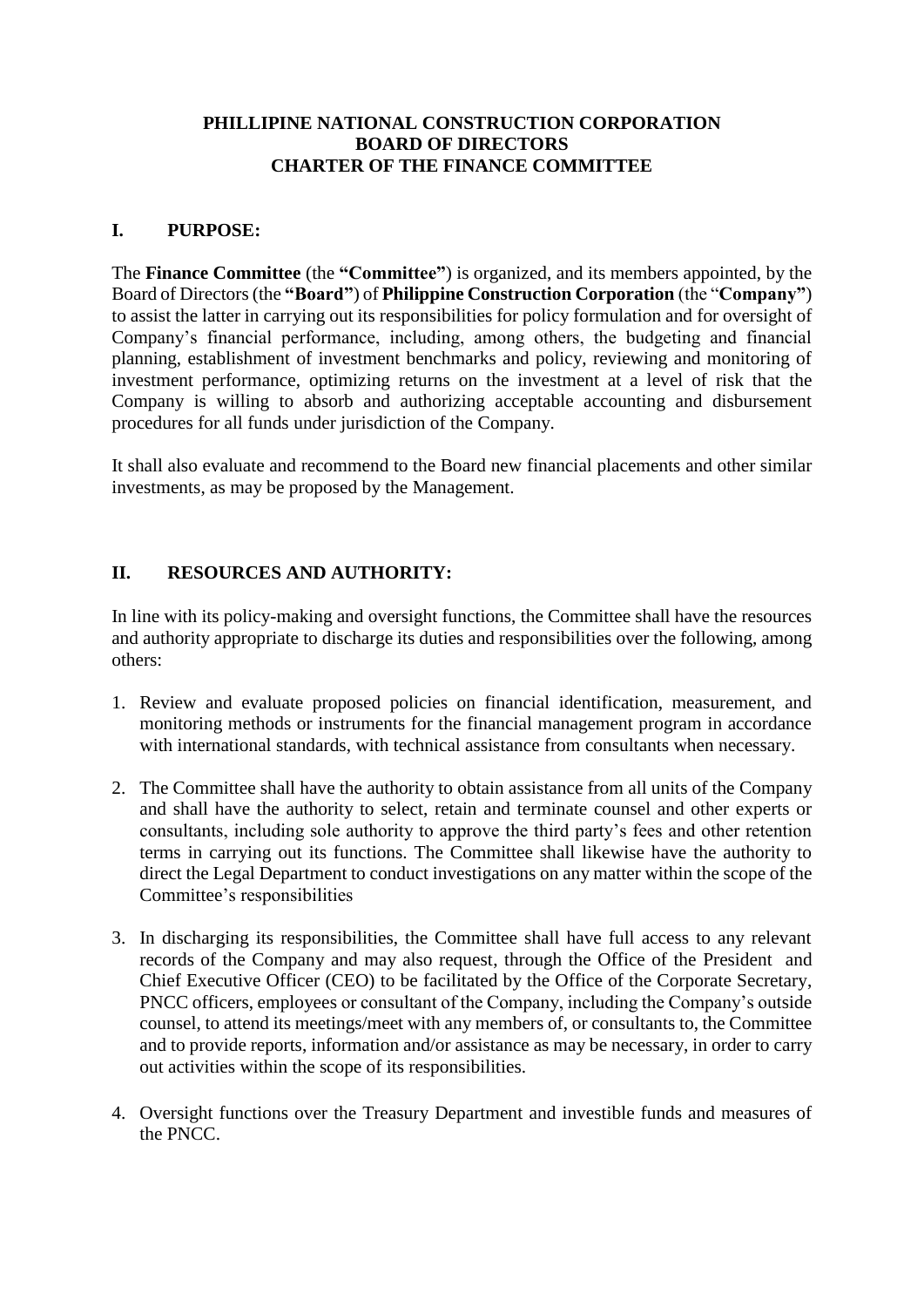**PHILLIPINE NATIONAL CONSTRUCTION CORPORATION**
**BOARD OF DIRECTORS**
**CHARTER OF THE FINANCE COMMITTEE**

## I. PURPOSE:

The **Finance Committee** (the **"Committee"**) is organized, and its members appointed, by the Board of Directors (the **"Board"**) of **Philippine Construction Corporation** (the "**Company"**) to assist the latter in carrying out its responsibilities for policy formulation and for oversight of Company's financial performance, including, among others, the budgeting and financial planning, establishment of investment benchmarks and policy, reviewing and monitoring of investment performance, optimizing returns on the investment at a level of risk that the Company is willing to absorb and authorizing acceptable accounting and disbursement procedures for all funds under jurisdiction of the Company.

It shall also evaluate and recommend to the Board new financial placements and other similar investments, as may be proposed by the Management.

## II. RESOURCES AND AUTHORITY:

In line with its policy-making and oversight functions, the Committee shall have the resources and authority appropriate to discharge its duties and responsibilities over the following, among others:

1. Review and evaluate proposed policies on financial identification, measurement, and monitoring methods or instruments for the financial management program in accordance with international standards, with technical assistance from consultants when necessary.

2. The Committee shall have the authority to obtain assistance from all units of the Company and shall have the authority to select, retain and terminate counsel and other experts or consultants, including sole authority to approve the third party's fees and other retention terms in carrying out its functions. The Committee shall likewise have the authority to direct the Legal Department to conduct investigations on any matter within the scope of the Committee's responsibilities

3. In discharging its responsibilities, the Committee shall have full access to any relevant records of the Company and may also request, through the Office of the President and Chief Executive Officer (CEO) to be facilitated by the Office of the Corporate Secretary, PNCC officers, employees or consultant of the Company, including the Company's outside counsel, to attend its meetings/meet with any members of, or consultants to, the Committee and to provide reports, information and/or assistance as may be necessary, in order to carry out activities within the scope of its responsibilities.

4. Oversight functions over the Treasury Department and investible funds and measures of the PNCC.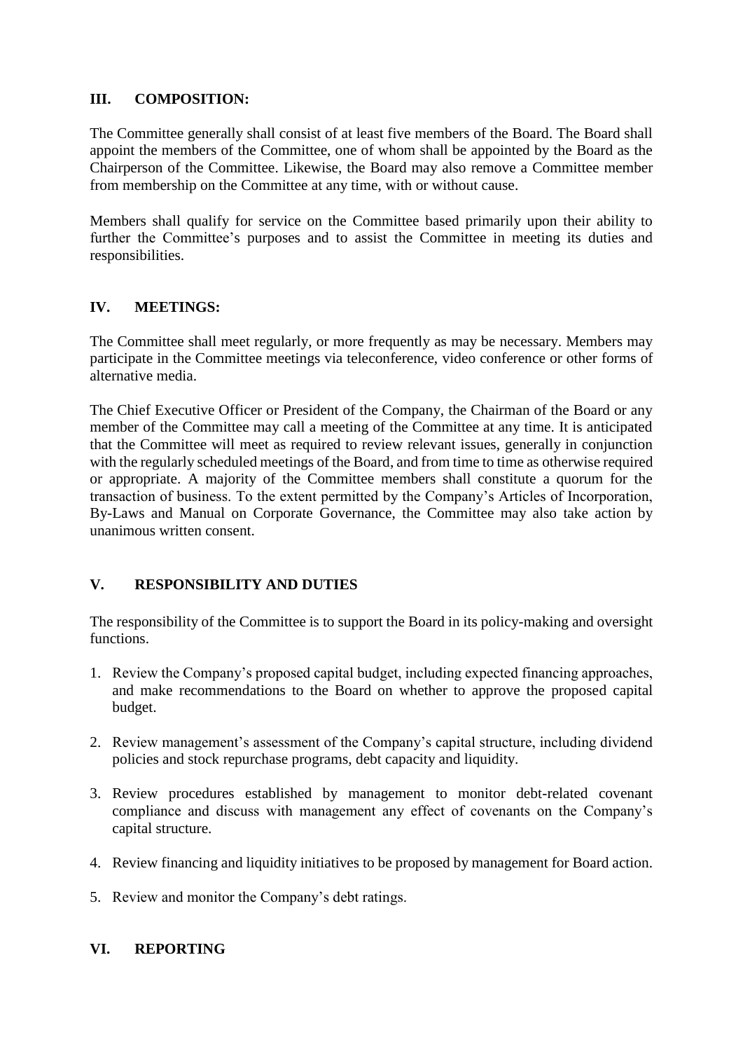## III. COMPOSITION:

The Committee generally shall consist of at least five members of the Board. The Board shall appoint the members of the Committee, one of whom shall be appointed by the Board as the Chairperson of the Committee. Likewise, the Board may also remove a Committee member from membership on the Committee at any time, with or without cause.

Members shall qualify for service on the Committee based primarily upon their ability to further the Committee's purposes and to assist the Committee in meeting its duties and responsibilities.

## IV. MEETINGS:

The Committee shall meet regularly, or more frequently as may be necessary. Members may participate in the Committee meetings via teleconference, video conference or other forms of alternative media.

The Chief Executive Officer or President of the Company, the Chairman of the Board or any member of the Committee may call a meeting of the Committee at any time. It is anticipated that the Committee will meet as required to review relevant issues, generally in conjunction with the regularly scheduled meetings of the Board, and from time to time as otherwise required or appropriate. A majority of the Committee members shall constitute a quorum for the transaction of business. To the extent permitted by the Company's Articles of Incorporation, By-Laws and Manual on Corporate Governance, the Committee may also take action by unanimous written consent.

## V. RESPONSIBILITY AND DUTIES

The responsibility of the Committee is to support the Board in its policy-making and oversight functions.

1. Review the Company's proposed capital budget, including expected financing approaches, and make recommendations to the Board on whether to approve the proposed capital budget.
2. Review management's assessment of the Company's capital structure, including dividend policies and stock repurchase programs, debt capacity and liquidity.
3. Review procedures established by management to monitor debt-related covenant compliance and discuss with management any effect of covenants on the Company's capital structure.
4. Review financing and liquidity initiatives to be proposed by management for Board action.
5. Review and monitor the Company's debt ratings.

## VI. REPORTING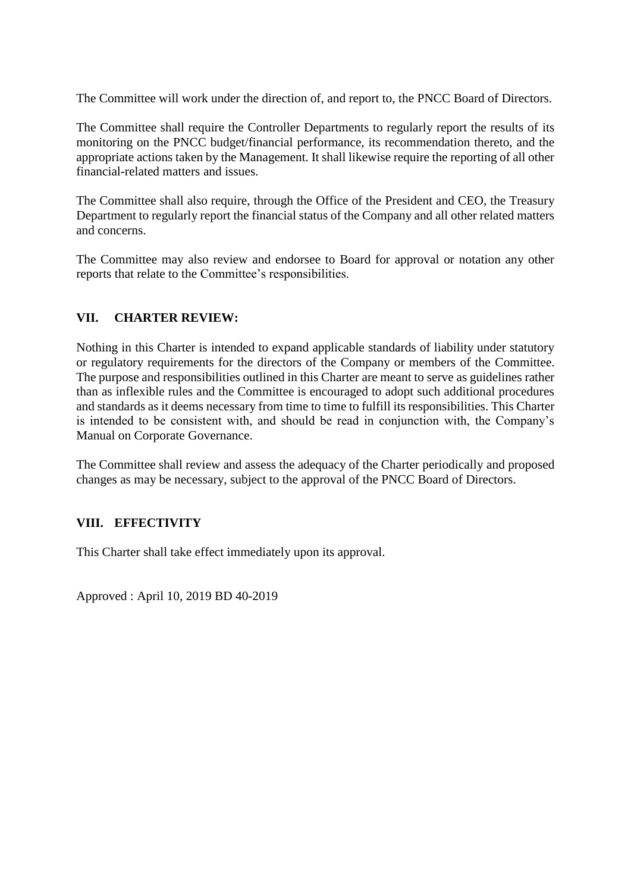The Committee will work under the direction of, and report to, the PNCC Board of Directors.

The Committee shall require the Controller Departments to regularly report the results of its monitoring on the PNCC budget/financial performance, its recommendation thereto, and the appropriate actions taken by the Management. It shall likewise require the reporting of all other financial-related matters and issues.

The Committee shall also require, through the Office of the President and CEO, the Treasury Department to regularly report the financial status of the Company and all other related matters and concerns.

The Committee may also review and endorsee to Board for approval or notation any other reports that relate to the Committee's responsibilities.

## VII. CHARTER REVIEW:

Nothing in this Charter is intended to expand applicable standards of liability under statutory or regulatory requirements for the directors of the Company or members of the Committee. The purpose and responsibilities outlined in this Charter are meant to serve as guidelines rather than as inflexible rules and the Committee is encouraged to adopt such additional procedures and standards as it deems necessary from time to time to fulfill its responsibilities. This Charter is intended to be consistent with, and should be read in conjunction with, the Company's Manual on Corporate Governance.

The Committee shall review and assess the adequacy of the Charter periodically and proposed changes as may be necessary, subject to the approval of the PNCC Board of Directors.

## VIII. EFFECTIVITY

This Charter shall take effect immediately upon its approval.

Approved : April 10, 2019 BD 40-2019